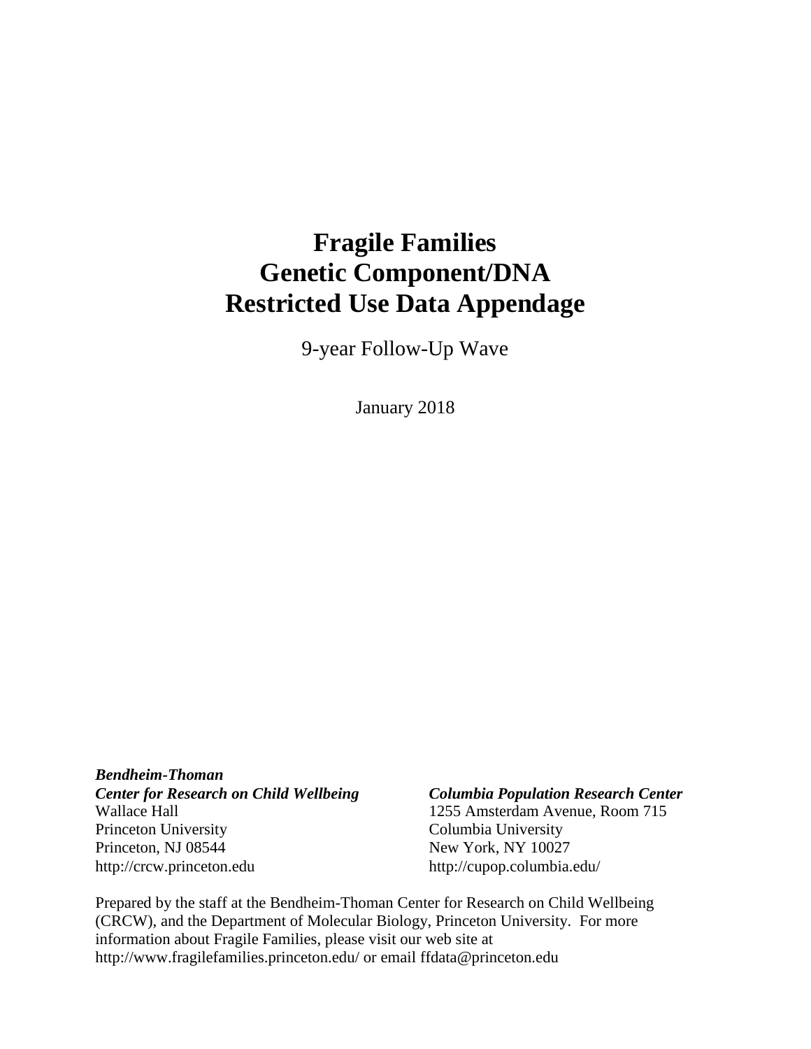# Fragile Families Genetic Component/DNA Restricted Use Data Appendage

9-year Follow-Up Wave

January 2018

***Bendheim-Thoman***
***Center for Research on Child Wellbeing***
Wallace Hall
Princeton University
Princeton, NJ 08544
http://crcw.princeton.edu

***Columbia Population Research Center***
1255 Amsterdam Avenue, Room 715
Columbia University
New York, NY 10027
http://cupop.columbia.edu/

Prepared by the staff at the Bendheim-Thoman Center for Research on Child Wellbeing (CRCW), and the Department of Molecular Biology, Princeton University. For more information about Fragile Families, please visit our web site at http://www.fragilefamilies.princeton.edu/ or email ffdata@princeton.edu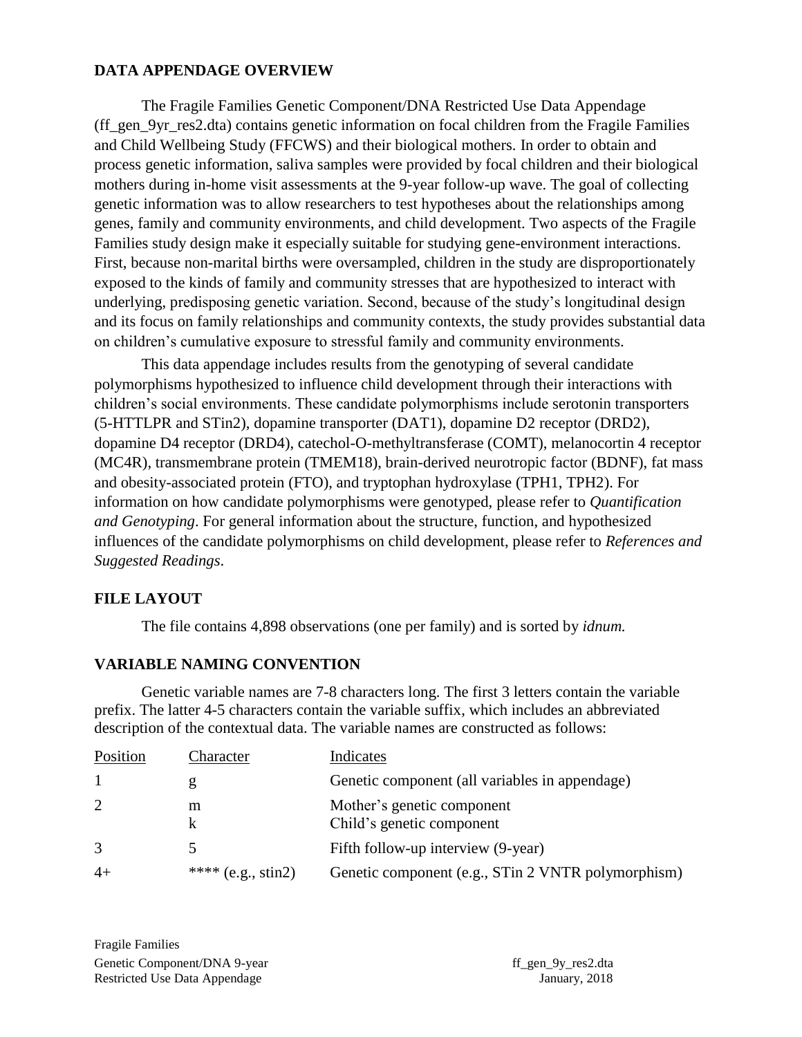## DATA APPENDAGE OVERVIEW

The Fragile Families Genetic Component/DNA Restricted Use Data Appendage (ff_gen_9yr_res2.dta) contains genetic information on focal children from the Fragile Families and Child Wellbeing Study (FFCWS) and their biological mothers. In order to obtain and process genetic information, saliva samples were provided by focal children and their biological mothers during in-home visit assessments at the 9-year follow-up wave. The goal of collecting genetic information was to allow researchers to test hypotheses about the relationships among genes, family and community environments, and child development. Two aspects of the Fragile Families study design make it especially suitable for studying gene-environment interactions. First, because non-marital births were oversampled, children in the study are disproportionately exposed to the kinds of family and community stresses that are hypothesized to interact with underlying, predisposing genetic variation. Second, because of the study's longitudinal design and its focus on family relationships and community contexts, the study provides substantial data on children's cumulative exposure to stressful family and community environments.

This data appendage includes results from the genotyping of several candidate polymorphisms hypothesized to influence child development through their interactions with children's social environments. These candidate polymorphisms include serotonin transporters (5-HTTLPR and STin2), dopamine transporter (DAT1), dopamine D2 receptor (DRD2), dopamine D4 receptor (DRD4), catechol-O-methyltransferase (COMT), melanocortin 4 receptor (MC4R), transmembrane protein (TMEM18), brain-derived neurotropic factor (BDNF), fat mass and obesity-associated protein (FTO), and tryptophan hydroxylase (TPH1, TPH2). For information on how candidate polymorphisms were genotyped, please refer to *Quantification and Genotyping*. For general information about the structure, function, and hypothesized influences of the candidate polymorphisms on child development, please refer to *References and Suggested Readings*.

## FILE LAYOUT

The file contains 4,898 observations (one per family) and is sorted by *idnum.*

## VARIABLE NAMING CONVENTION

Genetic variable names are 7-8 characters long. The first 3 letters contain the variable prefix. The latter 4-5 characters contain the variable suffix, which includes an abbreviated description of the contextual data. The variable names are constructed as follows:

| Position | Character | Indicates |
|---|---|---|
| 1 | g | Genetic component (all variables in appendage) |
| 2 | m<br>k | Mother's genetic component<br>Child's genetic component |
| 3 | 5 | Fifth follow-up interview (9-year) |
| 4+ | **** (e.g., stin2) | Genetic component (e.g., STin 2 VNTR polymorphism) |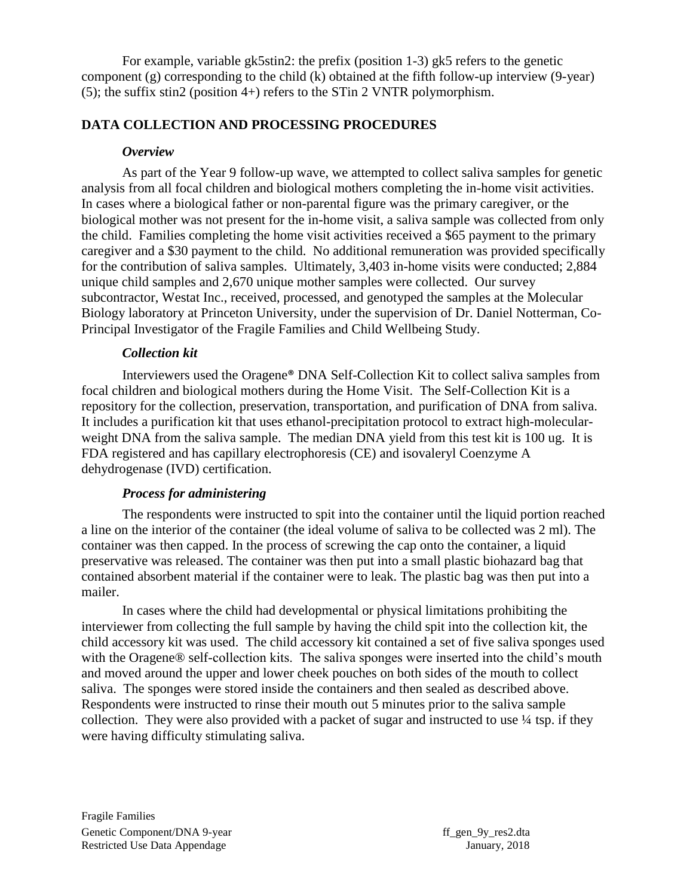For example, variable gk5stin2: the prefix (position 1-3) gk5 refers to the genetic component (g) corresponding to the child (k) obtained at the fifth follow-up interview (9-year) (5); the suffix stin2 (position 4+) refers to the STin 2 VNTR polymorphism.

## DATA COLLECTION AND PROCESSING PROCEDURES

### *Overview*

As part of the Year 9 follow-up wave, we attempted to collect saliva samples for genetic analysis from all focal children and biological mothers completing the in-home visit activities. In cases where a biological father or non-parental figure was the primary caregiver, or the biological mother was not present for the in-home visit, a saliva sample was collected from only the child. Families completing the home visit activities received a $65 payment to the primary caregiver and a $30 payment to the child. No additional remuneration was provided specifically for the contribution of saliva samples. Ultimately, 3,403 in-home visits were conducted; 2,884 unique child samples and 2,670 unique mother samples were collected. Our survey subcontractor, Westat Inc., received, processed, and genotyped the samples at the Molecular Biology laboratory at Princeton University, under the supervision of Dr. Daniel Notterman, Co-Principal Investigator of the Fragile Families and Child Wellbeing Study.

### *Collection kit*

Interviewers used the Oragene® DNA Self-Collection Kit to collect saliva samples from focal children and biological mothers during the Home Visit. The Self-Collection Kit is a repository for the collection, preservation, transportation, and purification of DNA from saliva. It includes a purification kit that uses ethanol-precipitation protocol to extract high-molecular-weight DNA from the saliva sample. The median DNA yield from this test kit is 100 ug. It is FDA registered and has capillary electrophoresis (CE) and isovaleryl Coenzyme A dehydrogenase (IVD) certification.

### *Process for administering*

The respondents were instructed to spit into the container until the liquid portion reached a line on the interior of the container (the ideal volume of saliva to be collected was 2 ml). The container was then capped. In the process of screwing the cap onto the container, a liquid preservative was released. The container was then put into a small plastic biohazard bag that contained absorbent material if the container were to leak. The plastic bag was then put into a mailer.

In cases where the child had developmental or physical limitations prohibiting the interviewer from collecting the full sample by having the child spit into the collection kit, the child accessory kit was used. The child accessory kit contained a set of five saliva sponges used with the Oragene® self-collection kits. The saliva sponges were inserted into the child's mouth and moved around the upper and lower cheek pouches on both sides of the mouth to collect saliva. The sponges were stored inside the containers and then sealed as described above. Respondents were instructed to rinse their mouth out 5 minutes prior to the saliva sample collection. They were also provided with a packet of sugar and instructed to use ¼ tsp. if they were having difficulty stimulating saliva.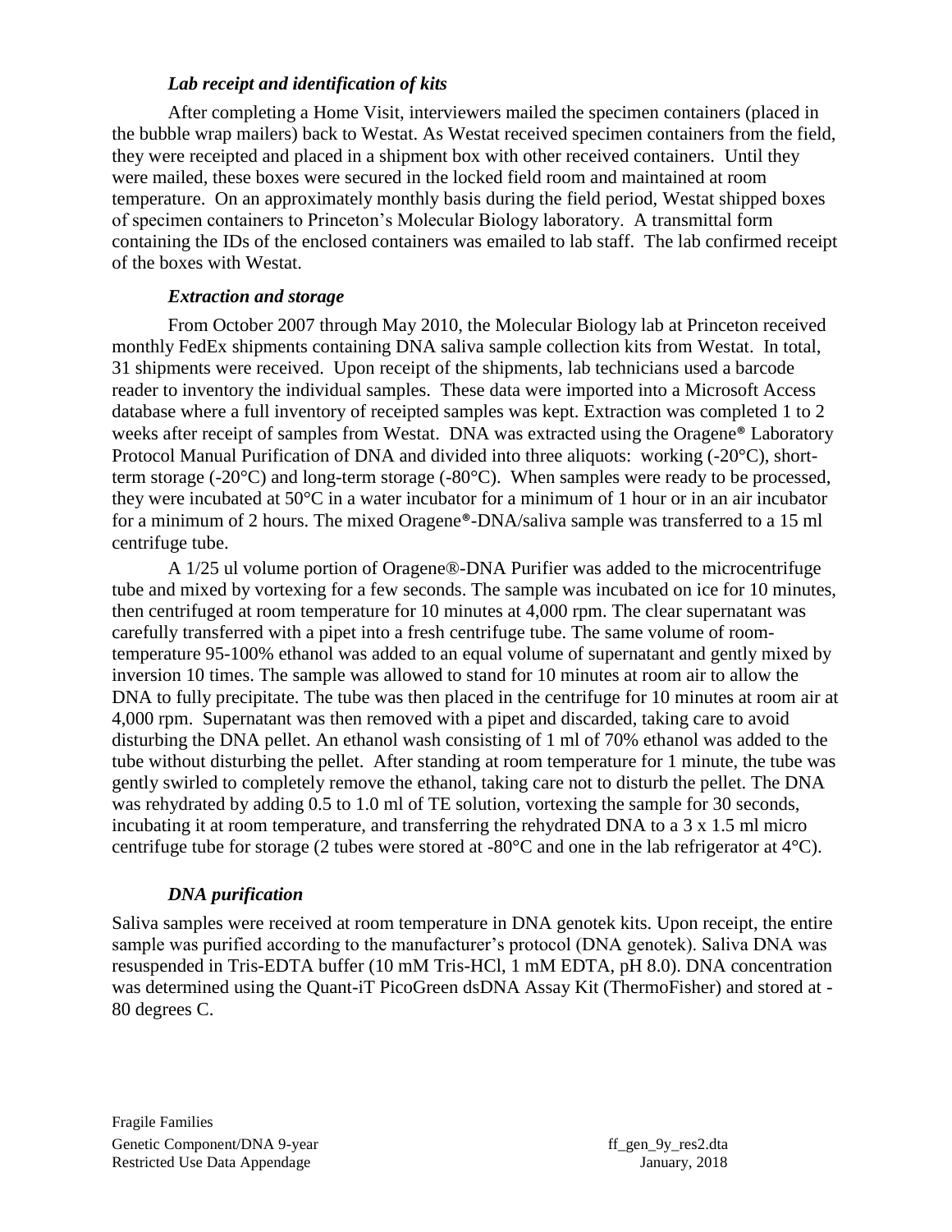### *Lab receipt and identification of kits*

After completing a Home Visit, interviewers mailed the specimen containers (placed in the bubble wrap mailers) back to Westat. As Westat received specimen containers from the field, they were receipted and placed in a shipment box with other received containers. Until they were mailed, these boxes were secured in the locked field room and maintained at room temperature. On an approximately monthly basis during the field period, Westat shipped boxes of specimen containers to Princeton's Molecular Biology laboratory. A transmittal form containing the IDs of the enclosed containers was emailed to lab staff. The lab confirmed receipt of the boxes with Westat.

### *Extraction and storage*

From October 2007 through May 2010, the Molecular Biology lab at Princeton received monthly FedEx shipments containing DNA saliva sample collection kits from Westat. In total, 31 shipments were received. Upon receipt of the shipments, lab technicians used a barcode reader to inventory the individual samples. These data were imported into a Microsoft Access database where a full inventory of receipted samples was kept. Extraction was completed 1 to 2 weeks after receipt of samples from Westat. DNA was extracted using the Oragene® Laboratory Protocol Manual Purification of DNA and divided into three aliquots: working (-20°C), short-term storage (-20°C) and long-term storage (-80°C). When samples were ready to be processed, they were incubated at 50°C in a water incubator for a minimum of 1 hour or in an air incubator for a minimum of 2 hours. The mixed Oragene®-DNA/saliva sample was transferred to a 15 ml centrifuge tube.

A 1/25 ul volume portion of Oragene®-DNA Purifier was added to the microcentrifuge tube and mixed by vortexing for a few seconds. The sample was incubated on ice for 10 minutes, then centrifuged at room temperature for 10 minutes at 4,000 rpm. The clear supernatant was carefully transferred with a pipet into a fresh centrifuge tube. The same volume of room-temperature 95-100% ethanol was added to an equal volume of supernatant and gently mixed by inversion 10 times. The sample was allowed to stand for 10 minutes at room air to allow the DNA to fully precipitate. The tube was then placed in the centrifuge for 10 minutes at room air at 4,000 rpm. Supernatant was then removed with a pipet and discarded, taking care to avoid disturbing the DNA pellet. An ethanol wash consisting of 1 ml of 70% ethanol was added to the tube without disturbing the pellet. After standing at room temperature for 1 minute, the tube was gently swirled to completely remove the ethanol, taking care not to disturb the pellet. The DNA was rehydrated by adding 0.5 to 1.0 ml of TE solution, vortexing the sample for 30 seconds, incubating it at room temperature, and transferring the rehydrated DNA to a 3 x 1.5 ml micro centrifuge tube for storage (2 tubes were stored at -80°C and one in the lab refrigerator at 4°C).

### *DNA purification*

Saliva samples were received at room temperature in DNA genotek kits. Upon receipt, the entire sample was purified according to the manufacturer's protocol (DNA genotek). Saliva DNA was resuspended in Tris-EDTA buffer (10 mM Tris-HCl, 1 mM EDTA, pH 8.0). DNA concentration was determined using the Quant-iT PicoGreen dsDNA Assay Kit (ThermoFisher) and stored at -80 degrees C.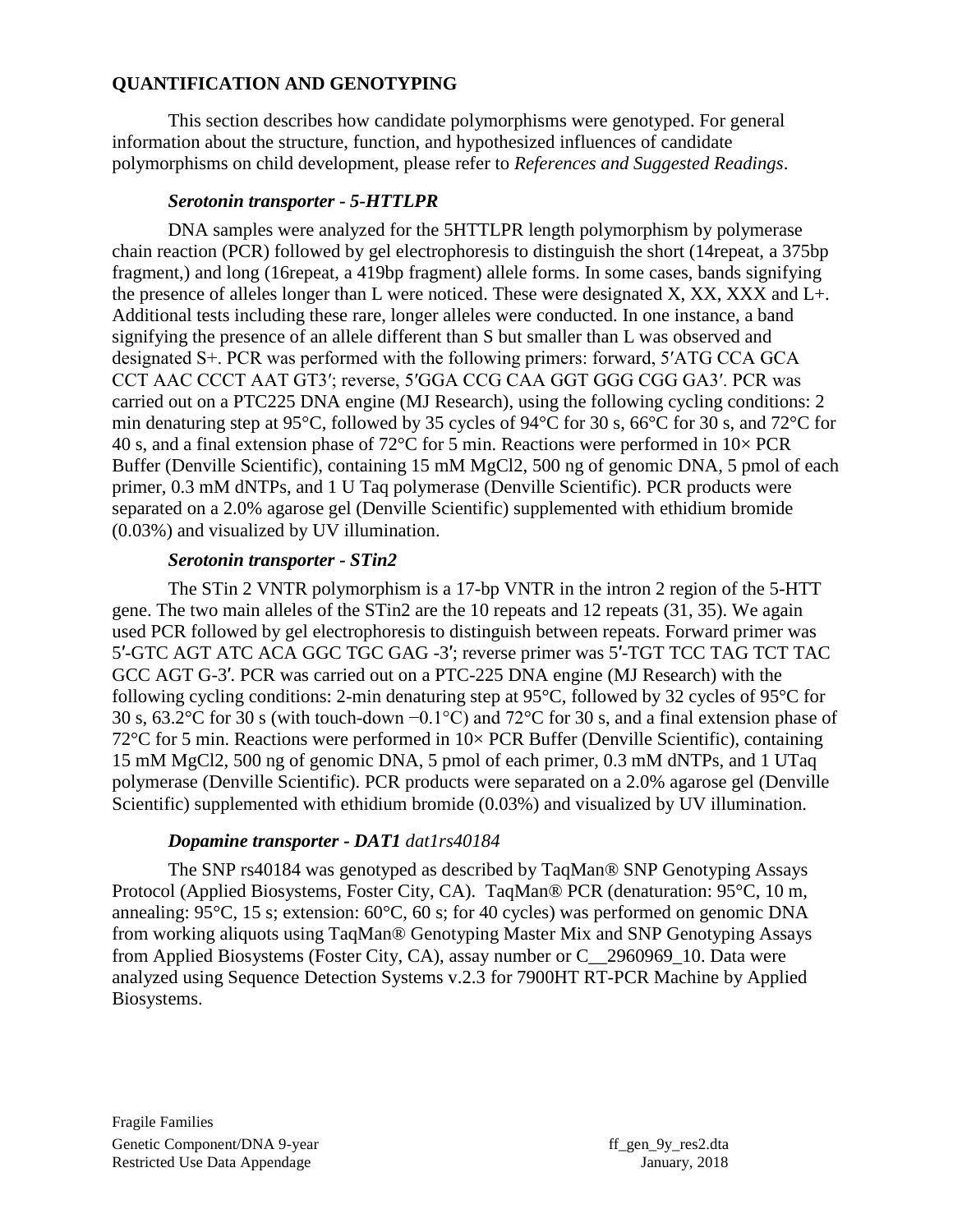## QUANTIFICATION AND GENOTYPING

This section describes how candidate polymorphisms were genotyped. For general information about the structure, function, and hypothesized influences of candidate polymorphisms on child development, please refer to *References and Suggested Readings*.

### *Serotonin transporter - 5-HTTLPR*

DNA samples were analyzed for the 5HTTLPR length polymorphism by polymerase chain reaction (PCR) followed by gel electrophoresis to distinguish the short (14repeat, a 375bp fragment,) and long (16repeat, a 419bp fragment) allele forms. In some cases, bands signifying the presence of alleles longer than L were noticed. These were designated X, XX, XXX and L+. Additional tests including these rare, longer alleles were conducted. In one instance, a band signifying the presence of an allele different than S but smaller than L was observed and designated S+. PCR was performed with the following primers: forward, 5′ATG CCA GCA CCT AAC CCCT AAT GT3′; reverse, 5′GGA CCG CAA GGT GGG CGG GA3′. PCR was carried out on a PTC225 DNA engine (MJ Research), using the following cycling conditions: 2 min denaturing step at 95°C, followed by 35 cycles of 94°C for 30 s, 66°C for 30 s, and 72°C for 40 s, and a final extension phase of 72°C for 5 min. Reactions were performed in 10× PCR Buffer (Denville Scientific), containing 15 mM MgCl2, 500 ng of genomic DNA, 5 pmol of each primer, 0.3 mM dNTPs, and 1 U Taq polymerase (Denville Scientific). PCR products were separated on a 2.0% agarose gel (Denville Scientific) supplemented with ethidium bromide (0.03%) and visualized by UV illumination.

### *Serotonin transporter - STin2*

The STin 2 VNTR polymorphism is a 17-bp VNTR in the intron 2 region of the 5-HTT gene. The two main alleles of the STin2 are the 10 repeats and 12 repeats (31, 35). We again used PCR followed by gel electrophoresis to distinguish between repeats. Forward primer was 5′-GTC AGT ATC ACA GGC TGC GAG -3′; reverse primer was 5′-TGT TCC TAG TCT TAC GCC AGT G-3′. PCR was carried out on a PTC-225 DNA engine (MJ Research) with the following cycling conditions: 2-min denaturing step at 95°C, followed by 32 cycles of 95°C for 30 s, 63.2°C for 30 s (with touch-down −0.1°C) and 72°C for 30 s, and a final extension phase of 72°C for 5 min. Reactions were performed in 10× PCR Buffer (Denville Scientific), containing 15 mM MgCl2, 500 ng of genomic DNA, 5 pmol of each primer, 0.3 mM dNTPs, and 1 UTaq polymerase (Denville Scientific). PCR products were separated on a 2.0% agarose gel (Denville Scientific) supplemented with ethidium bromide (0.03%) and visualized by UV illumination.

### *Dopamine transporter - DAT1 dat1rs40184*

The SNP rs40184 was genotyped as described by TaqMan® SNP Genotyping Assays Protocol (Applied Biosystems, Foster City, CA). TaqMan® PCR (denaturation: 95°C, 10 m, annealing: 95°C, 15 s; extension: 60°C, 60 s; for 40 cycles) was performed on genomic DNA from working aliquots using TaqMan® Genotyping Master Mix and SNP Genotyping Assays from Applied Biosystems (Foster City, CA), assay number or C__2960969_10. Data were analyzed using Sequence Detection Systems v.2.3 for 7900HT RT-PCR Machine by Applied Biosystems.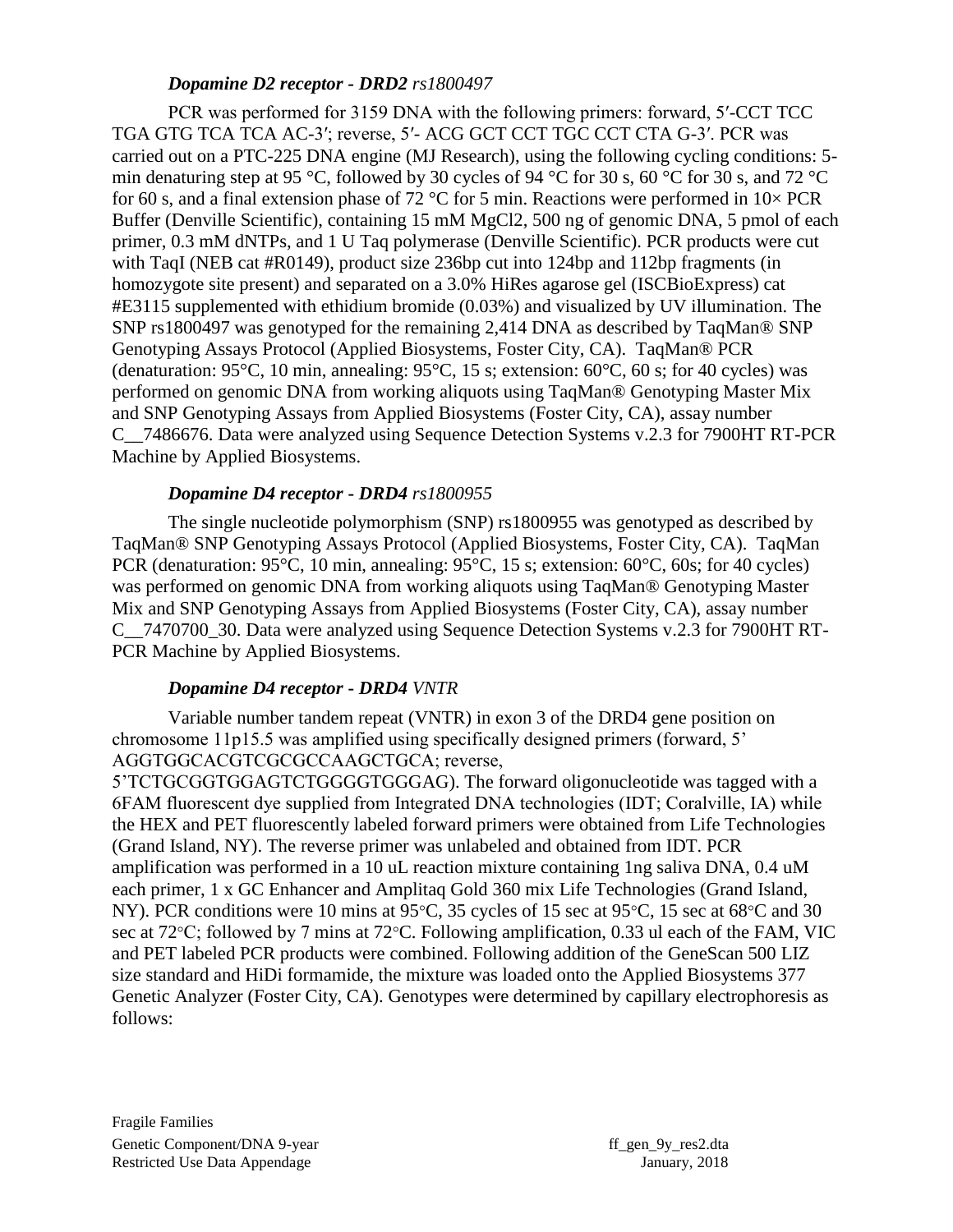### *Dopamine D2 receptor - DRD2 rs1800497*

PCR was performed for 3159 DNA with the following primers: forward, 5′-CCT TCC TGA GTG TCA TCA AC-3′; reverse, 5′- ACG GCT CCT TGC CCT CTA G-3′. PCR was carried out on a PTC-225 DNA engine (MJ Research), using the following cycling conditions: 5-min denaturing step at 95 °C, followed by 30 cycles of 94 °C for 30 s, 60 °C for 30 s, and 72 °C for 60 s, and a final extension phase of 72 °C for 5 min. Reactions were performed in 10× PCR Buffer (Denville Scientific), containing 15 mM MgCl2, 500 ng of genomic DNA, 5 pmol of each primer, 0.3 mM dNTPs, and 1 U Taq polymerase (Denville Scientific). PCR products were cut with TaqI (NEB cat #R0149), product size 236bp cut into 124bp and 112bp fragments (in homozygote site present) and separated on a 3.0% HiRes agarose gel (ISCBioExpress) cat #E3115 supplemented with ethidium bromide (0.03%) and visualized by UV illumination. The SNP rs1800497 was genotyped for the remaining 2,414 DNA as described by TaqMan® SNP Genotyping Assays Protocol (Applied Biosystems, Foster City, CA). TaqMan® PCR (denaturation: 95°C, 10 min, annealing: 95°C, 15 s; extension: 60°C, 60 s; for 40 cycles) was performed on genomic DNA from working aliquots using TaqMan® Genotyping Master Mix and SNP Genotyping Assays from Applied Biosystems (Foster City, CA), assay number C__7486676. Data were analyzed using Sequence Detection Systems v.2.3 for 7900HT RT-PCR Machine by Applied Biosystems.

### *Dopamine D4 receptor - DRD4 rs1800955*

The single nucleotide polymorphism (SNP) rs1800955 was genotyped as described by TaqMan® SNP Genotyping Assays Protocol (Applied Biosystems, Foster City, CA). TaqMan PCR (denaturation: 95°C, 10 min, annealing: 95°C, 15 s; extension: 60°C, 60s; for 40 cycles) was performed on genomic DNA from working aliquots using TaqMan® Genotyping Master Mix and SNP Genotyping Assays from Applied Biosystems (Foster City, CA), assay number C__7470700_30. Data were analyzed using Sequence Detection Systems v.2.3 for 7900HT RT-PCR Machine by Applied Biosystems.

### *Dopamine D4 receptor - DRD4 VNTR*

Variable number tandem repeat (VNTR) in exon 3 of the DRD4 gene position on chromosome 11p15.5 was amplified using specifically designed primers (forward, 5' AGGTGGCACGTCGCGCCAAGCTGCA; reverse, 5'TCTGCGGTGGAGTCTGGGGTGGGAG). The forward oligonucleotide was tagged with a 6FAM fluorescent dye supplied from Integrated DNA technologies (IDT; Coralville, IA) while the HEX and PET fluorescently labeled forward primers were obtained from Life Technologies (Grand Island, NY). The reverse primer was unlabeled and obtained from IDT. PCR amplification was performed in a 10 uL reaction mixture containing 1ng saliva DNA, 0.4 uM each primer, 1 x GC Enhancer and Amplitaq Gold 360 mix Life Technologies (Grand Island, NY). PCR conditions were 10 mins at 95◦C, 35 cycles of 15 sec at 95◦C, 15 sec at 68◦C and 30 sec at 72◦C; followed by 7 mins at 72◦C. Following amplification, 0.33 ul each of the FAM, VIC and PET labeled PCR products were combined. Following addition of the GeneScan 500 LIZ size standard and HiDi formamide, the mixture was loaded onto the Applied Biosystems 377 Genetic Analyzer (Foster City, CA). Genotypes were determined by capillary electrophoresis as follows: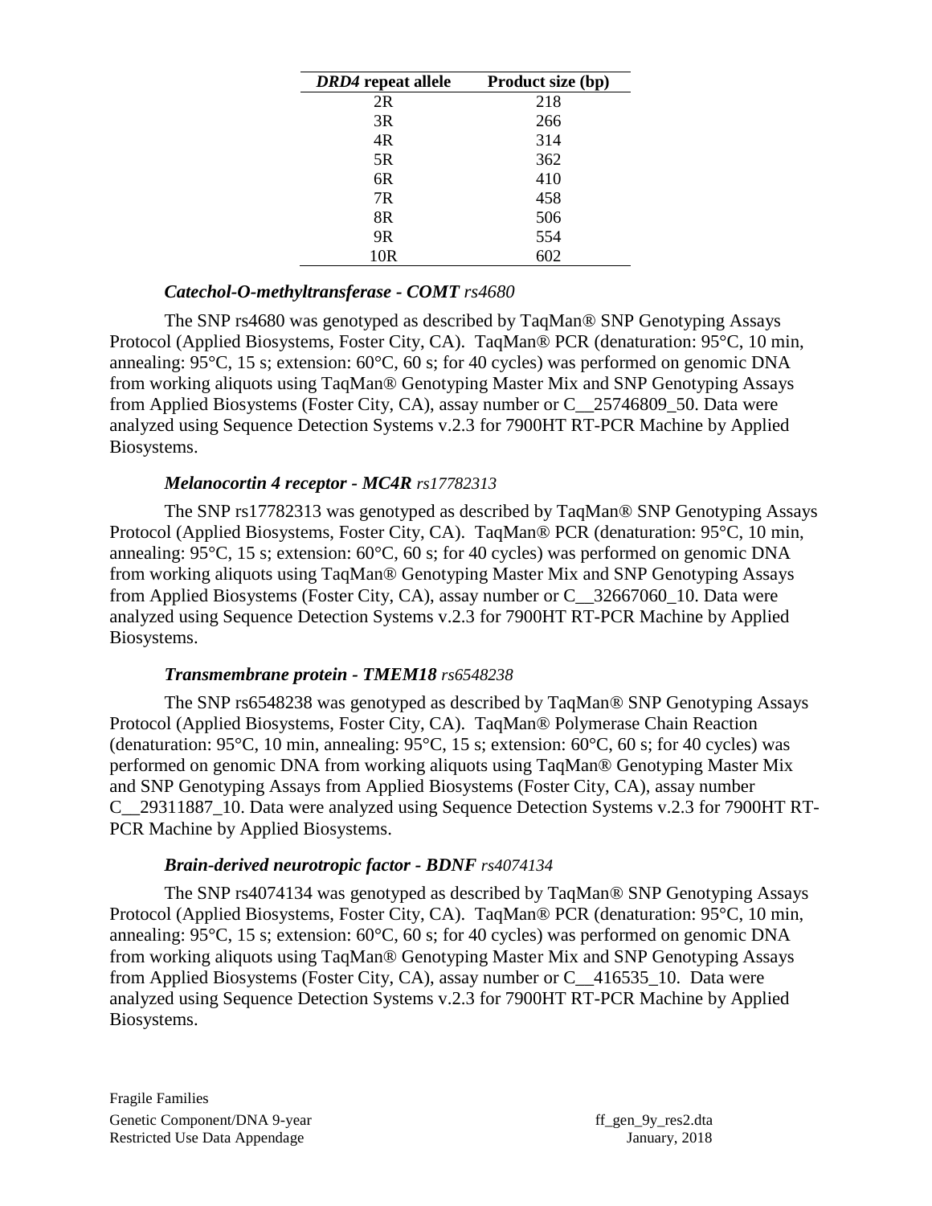| *DRD4* repeat allele | Product size (bp) |
|---|---|
| 2R | 218 |
| 3R | 266 |
| 4R | 314 |
| 5R | 362 |
| 6R | 410 |
| 7R | 458 |
| 8R | 506 |
| 9R | 554 |
| 10R | 602 |

### *Catechol-O-methyltransferase - COMT rs4680*

The SNP rs4680 was genotyped as described by TaqMan® SNP Genotyping Assays Protocol (Applied Biosystems, Foster City, CA). TaqMan® PCR (denaturation: 95°C, 10 min, annealing: 95°C, 15 s; extension: 60°C, 60 s; for 40 cycles) was performed on genomic DNA from working aliquots using TaqMan® Genotyping Master Mix and SNP Genotyping Assays from Applied Biosystems (Foster City, CA), assay number or C__25746809_50. Data were analyzed using Sequence Detection Systems v.2.3 for 7900HT RT-PCR Machine by Applied Biosystems.

### *Melanocortin 4 receptor - MC4R rs17782313*

The SNP rs17782313 was genotyped as described by TaqMan® SNP Genotyping Assays Protocol (Applied Biosystems, Foster City, CA). TaqMan® PCR (denaturation: 95°C, 10 min, annealing: 95°C, 15 s; extension: 60°C, 60 s; for 40 cycles) was performed on genomic DNA from working aliquots using TaqMan® Genotyping Master Mix and SNP Genotyping Assays from Applied Biosystems (Foster City, CA), assay number or C__32667060_10. Data were analyzed using Sequence Detection Systems v.2.3 for 7900HT RT-PCR Machine by Applied Biosystems.

### *Transmembrane protein - TMEM18 rs6548238*

The SNP rs6548238 was genotyped as described by TaqMan® SNP Genotyping Assays Protocol (Applied Biosystems, Foster City, CA). TaqMan® Polymerase Chain Reaction (denaturation: 95°C, 10 min, annealing: 95°C, 15 s; extension: 60°C, 60 s; for 40 cycles) was performed on genomic DNA from working aliquots using TaqMan® Genotyping Master Mix and SNP Genotyping Assays from Applied Biosystems (Foster City, CA), assay number C__29311887_10. Data were analyzed using Sequence Detection Systems v.2.3 for 7900HT RT-PCR Machine by Applied Biosystems.

### *Brain-derived neurotropic factor - BDNF rs4074134*

The SNP rs4074134 was genotyped as described by TaqMan® SNP Genotyping Assays Protocol (Applied Biosystems, Foster City, CA). TaqMan® PCR (denaturation: 95°C, 10 min, annealing: 95°C, 15 s; extension: 60°C, 60 s; for 40 cycles) was performed on genomic DNA from working aliquots using TaqMan® Genotyping Master Mix and SNP Genotyping Assays from Applied Biosystems (Foster City, CA), assay number or C__416535_10. Data were analyzed using Sequence Detection Systems v.2.3 for 7900HT RT-PCR Machine by Applied Biosystems.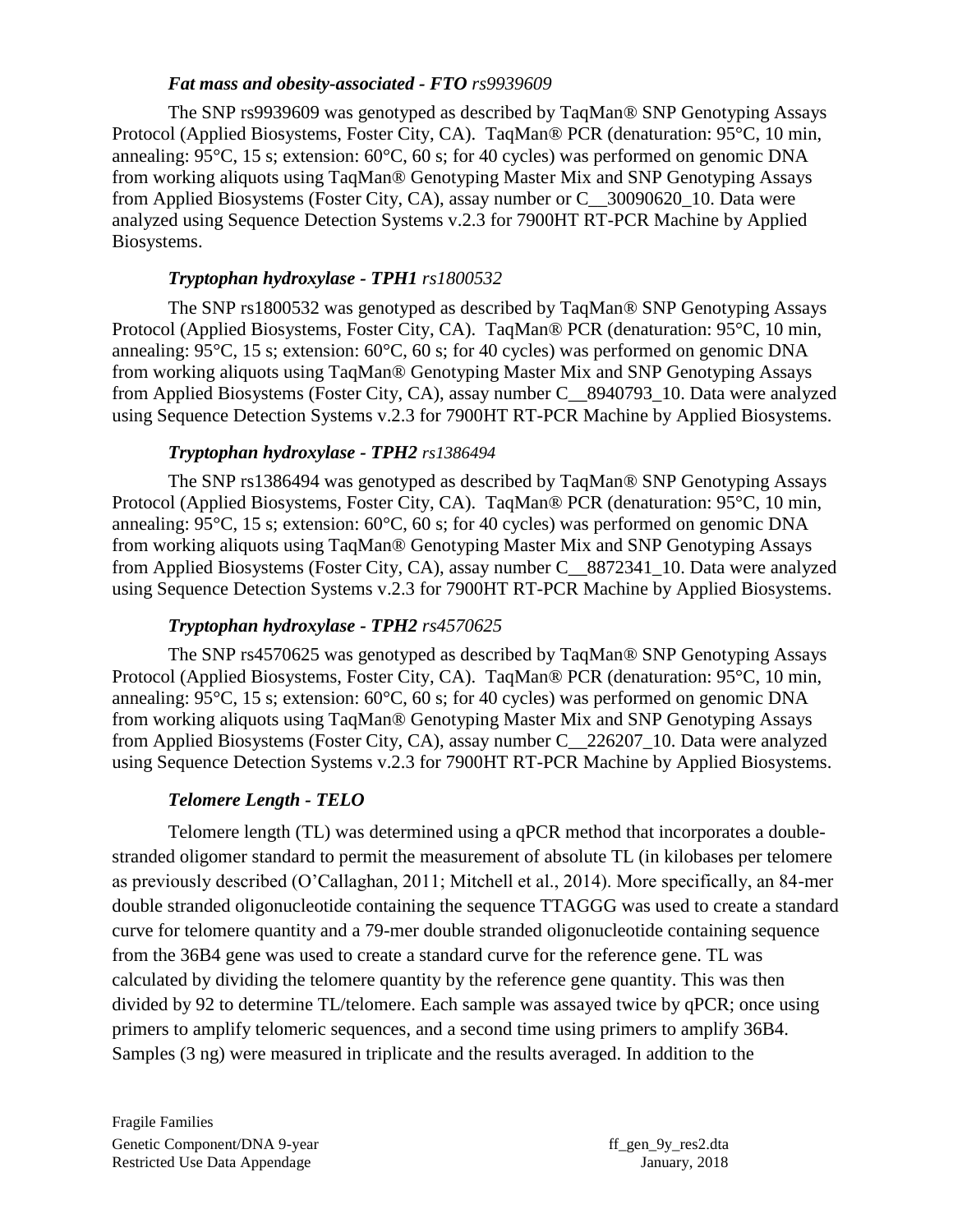### ***Fat mass and obesity-associated - FTO*** *rs9939609*

The SNP rs9939609 was genotyped as described by TaqMan® SNP Genotyping Assays Protocol (Applied Biosystems, Foster City, CA). TaqMan® PCR (denaturation: 95°C, 10 min, annealing: 95°C, 15 s; extension: 60°C, 60 s; for 40 cycles) was performed on genomic DNA from working aliquots using TaqMan® Genotyping Master Mix and SNP Genotyping Assays from Applied Biosystems (Foster City, CA), assay number or C__30090620_10. Data were analyzed using Sequence Detection Systems v.2.3 for 7900HT RT-PCR Machine by Applied Biosystems.

### ***Tryptophan hydroxylase - TPH1*** *rs1800532*

The SNP rs1800532 was genotyped as described by TaqMan® SNP Genotyping Assays Protocol (Applied Biosystems, Foster City, CA). TaqMan® PCR (denaturation: 95°C, 10 min, annealing: 95°C, 15 s; extension: 60°C, 60 s; for 40 cycles) was performed on genomic DNA from working aliquots using TaqMan® Genotyping Master Mix and SNP Genotyping Assays from Applied Biosystems (Foster City, CA), assay number C__8940793_10. Data were analyzed using Sequence Detection Systems v.2.3 for 7900HT RT-PCR Machine by Applied Biosystems.

### ***Tryptophan hydroxylase - TPH2*** *rs1386494*

The SNP rs1386494 was genotyped as described by TaqMan® SNP Genotyping Assays Protocol (Applied Biosystems, Foster City, CA). TaqMan® PCR (denaturation: 95°C, 10 min, annealing: 95°C, 15 s; extension: 60°C, 60 s; for 40 cycles) was performed on genomic DNA from working aliquots using TaqMan® Genotyping Master Mix and SNP Genotyping Assays from Applied Biosystems (Foster City, CA), assay number C__8872341_10. Data were analyzed using Sequence Detection Systems v.2.3 for 7900HT RT-PCR Machine by Applied Biosystems.

### ***Tryptophan hydroxylase - TPH2*** *rs4570625*

The SNP rs4570625 was genotyped as described by TaqMan® SNP Genotyping Assays Protocol (Applied Biosystems, Foster City, CA). TaqMan® PCR (denaturation: 95°C, 10 min, annealing: 95°C, 15 s; extension: 60°C, 60 s; for 40 cycles) was performed on genomic DNA from working aliquots using TaqMan® Genotyping Master Mix and SNP Genotyping Assays from Applied Biosystems (Foster City, CA), assay number C__226207_10. Data were analyzed using Sequence Detection Systems v.2.3 for 7900HT RT-PCR Machine by Applied Biosystems.

### ***Telomere Length - TELO***

Telomere length (TL) was determined using a qPCR method that incorporates a double-stranded oligomer standard to permit the measurement of absolute TL (in kilobases per telomere as previously described (O'Callaghan, 2011; Mitchell et al., 2014). More specifically, an 84-mer double stranded oligonucleotide containing the sequence TTAGGG was used to create a standard curve for telomere quantity and a 79-mer double stranded oligonucleotide containing sequence from the 36B4 gene was used to create a standard curve for the reference gene. TL was calculated by dividing the telomere quantity by the reference gene quantity. This was then divided by 92 to determine TL/telomere. Each sample was assayed twice by qPCR; once using primers to amplify telomeric sequences, and a second time using primers to amplify 36B4. Samples (3 ng) were measured in triplicate and the results averaged. In addition to the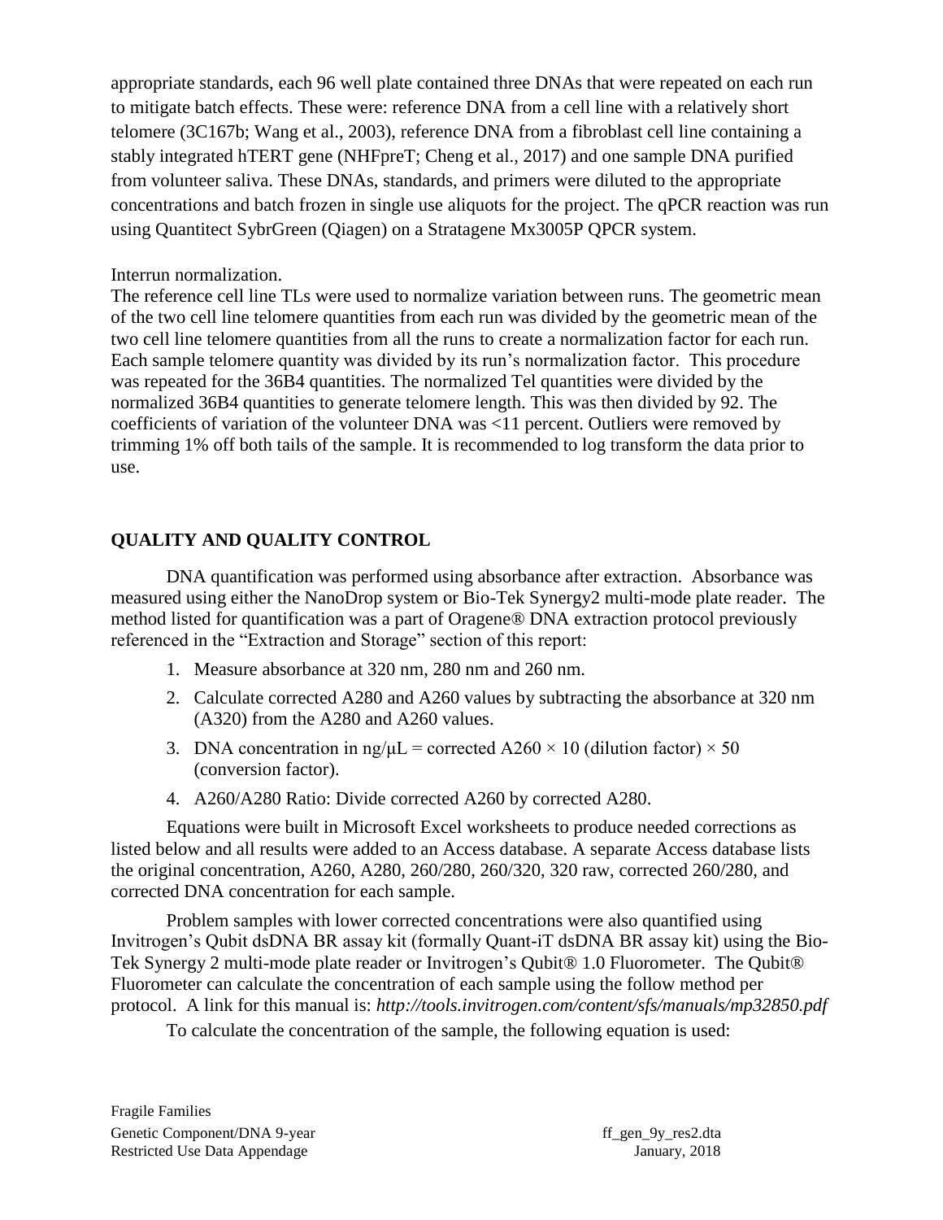appropriate standards, each 96 well plate contained three DNAs that were repeated on each run to mitigate batch effects. These were: reference DNA from a cell line with a relatively short telomere (3C167b; Wang et al., 2003), reference DNA from a fibroblast cell line containing a stably integrated hTERT gene (NHFpreT; Cheng et al., 2017) and one sample DNA purified from volunteer saliva. These DNAs, standards, and primers were diluted to the appropriate concentrations and batch frozen in single use aliquots for the project. The qPCR reaction was run using Quantitect SybrGreen (Qiagen) on a Stratagene Mx3005P QPCR system.

Interrun normalization.

The reference cell line TLs were used to normalize variation between runs. The geometric mean of the two cell line telomere quantities from each run was divided by the geometric mean of the two cell line telomere quantities from all the runs to create a normalization factor for each run. Each sample telomere quantity was divided by its run's normalization factor. This procedure was repeated for the 36B4 quantities. The normalized Tel quantities were divided by the normalized 36B4 quantities to generate telomere length. This was then divided by 92. The coefficients of variation of the volunteer DNA was <11 percent. Outliers were removed by trimming 1% off both tails of the sample. It is recommended to log transform the data prior to use.

## QUALITY AND QUALITY CONTROL

DNA quantification was performed using absorbance after extraction. Absorbance was measured using either the NanoDrop system or Bio-Tek Synergy2 multi-mode plate reader. The method listed for quantification was a part of Oragene® DNA extraction protocol previously referenced in the "Extraction and Storage" section of this report:

1. Measure absorbance at 320 nm, 280 nm and 260 nm.
2. Calculate corrected A280 and A260 values by subtracting the absorbance at 320 nm (A320) from the A280 and A260 values.
3. DNA concentration in ng/μL = corrected A260 × 10 (dilution factor) × 50 (conversion factor).
4. A260/A280 Ratio: Divide corrected A260 by corrected A280.

Equations were built in Microsoft Excel worksheets to produce needed corrections as listed below and all results were added to an Access database. A separate Access database lists the original concentration, A260, A280, 260/280, 260/320, 320 raw, corrected 260/280, and corrected DNA concentration for each sample.

Problem samples with lower corrected concentrations were also quantified using Invitrogen's Qubit dsDNA BR assay kit (formally Quant-iT dsDNA BR assay kit) using the Bio-Tek Synergy 2 multi-mode plate reader or Invitrogen's Qubit® 1.0 Fluorometer. The Qubit® Fluorometer can calculate the concentration of each sample using the follow method per protocol. A link for this manual is: *http://tools.invitrogen.com/content/sfs/manuals/mp32850.pdf*

To calculate the concentration of the sample, the following equation is used: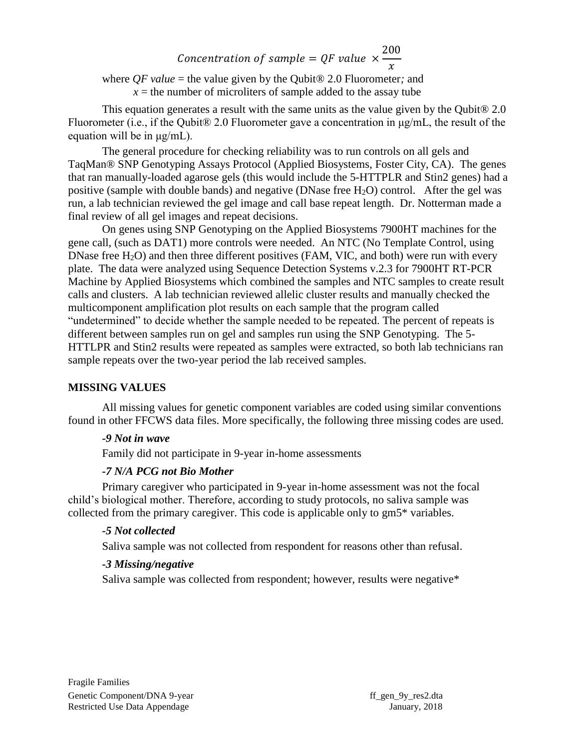$$Concentration\ of\ sample = QF\ value\ \times \frac{200}{x}$$

where *QF value* = the value given by the Qubit® 2.0 Fluorometer*;* and
$x$ = the number of microliters of sample added to the assay tube

This equation generates a result with the same units as the value given by the Qubit® 2.0 Fluorometer (i.e., if the Qubit® 2.0 Fluorometer gave a concentration in μg/mL, the result of the equation will be in μg/mL).

The general procedure for checking reliability was to run controls on all gels and TaqMan® SNP Genotyping Assays Protocol (Applied Biosystems, Foster City, CA). The genes that ran manually-loaded agarose gels (this would include the 5-HTTPLR and Stin2 genes) had a positive (sample with double bands) and negative (DNase free $H_2O$) control. After the gel was run, a lab technician reviewed the gel image and call base repeat length. Dr. Notterman made a final review of all gel images and repeat decisions.

On genes using SNP Genotyping on the Applied Biosystems 7900HT machines for the gene call, (such as DAT1) more controls were needed. An NTC (No Template Control, using DNase free $H_2O$) and then three different positives (FAM, VIC, and both) were run with every plate. The data were analyzed using Sequence Detection Systems v.2.3 for 7900HT RT-PCR Machine by Applied Biosystems which combined the samples and NTC samples to create result calls and clusters. A lab technician reviewed allelic cluster results and manually checked the multicomponent amplification plot results on each sample that the program called "undetermined" to decide whether the sample needed to be repeated. The percent of repeats is different between samples run on gel and samples run using the SNP Genotyping. The 5-HTTLPR and Stin2 results were repeated as samples were extracted, so both lab technicians ran sample repeats over the two-year period the lab received samples.

## MISSING VALUES

All missing values for genetic component variables are coded using similar conventions found in other FFCWS data files. More specifically, the following three missing codes are used.

***-9 Not in wave***

Family did not participate in 9-year in-home assessments

***-7 N/A PCG not Bio Mother***

Primary caregiver who participated in 9-year in-home assessment was not the focal child's biological mother. Therefore, according to study protocols, no saliva sample was collected from the primary caregiver. This code is applicable only to gm5* variables.

***-5 Not collected***

Saliva sample was not collected from respondent for reasons other than refusal.

***-3 Missing/negative***

Saliva sample was collected from respondent; however, results were negative*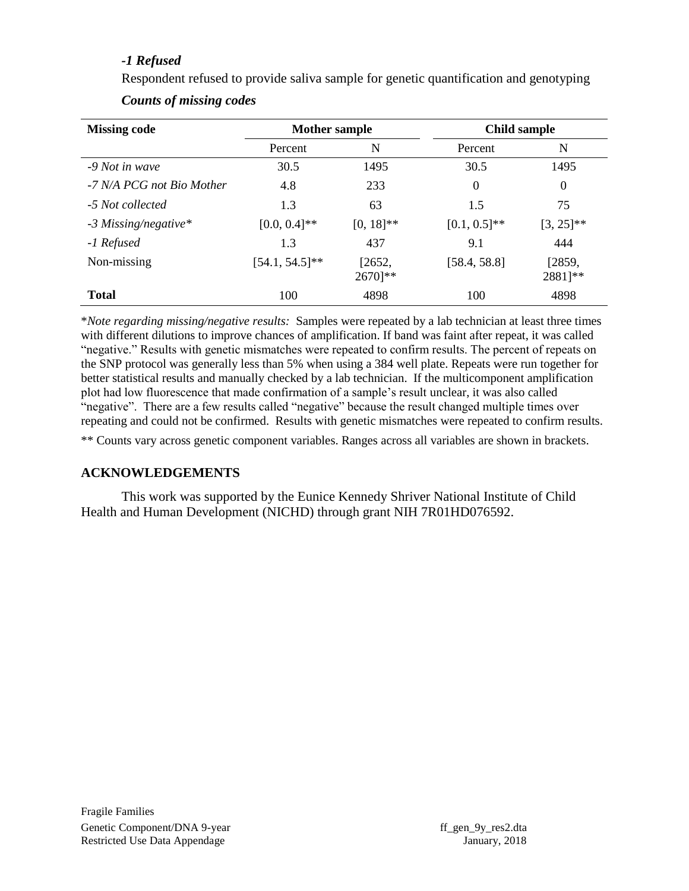***-1 Refused***

Respondent refused to provide saliva sample for genetic quantification and genotyping

***Counts of missing codes***

| Missing code | Mother sample | | Child sample | |
|---|---|---|---|---|
| | Percent | N | Percent | N |
| *-9 Not in wave* | 30.5 | 1495 | 30.5 | 1495 |
| *-7 N/A PCG not Bio Mother* | 4.8 | 233 | 0 | 0 |
| *-5 Not collected* | 1.3 | 63 | 1.5 | 75 |
| *-3 Missing/negative** | [0.0, 0.4]** | [0, 18]** | [0.1, 0.5]** | [3, 25]** |
| *-1 Refused* | 1.3 | 437 | 9.1 | 444 |
| Non-missing | [54.1, 54.5]** | [2652, 2670]** | [58.4, 58.8] | [2859, 2881]** |
| **Total** | 100 | 4898 | 100 | 4898 |

\**Note regarding missing/negative results:* Samples were repeated by a lab technician at least three times with different dilutions to improve chances of amplification. If band was faint after repeat, it was called "negative." Results with genetic mismatches were repeated to confirm results. The percent of repeats on the SNP protocol was generally less than 5% when using a 384 well plate. Repeats were run together for better statistical results and manually checked by a lab technician. If the multicomponent amplification plot had low fluorescence that made confirmation of a sample's result unclear, it was also called "negative". There are a few results called "negative" because the result changed multiple times over repeating and could not be confirmed. Results with genetic mismatches were repeated to confirm results.

** Counts vary across genetic component variables. Ranges across all variables are shown in brackets.

## ACKNOWLEDGEMENTS

This work was supported by the Eunice Kennedy Shriver National Institute of Child Health and Human Development (NICHD) through grant NIH 7R01HD076592.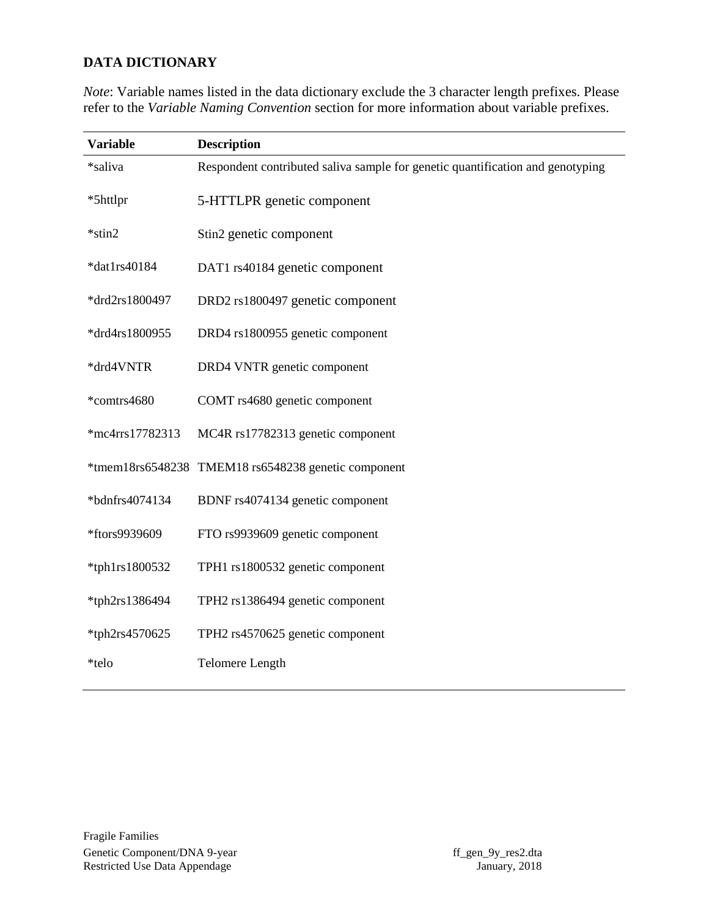## DATA DICTIONARY

*Note*: Variable names listed in the data dictionary exclude the 3 character length prefixes. Please refer to the *Variable Naming Convention* section for more information about variable prefixes.

| Variable | Description |
|---|---|
| *saliva | Respondent contributed saliva sample for genetic quantification and genotyping |
| *5httlpr | 5-HTTLPR genetic component |
| *stin2 | Stin2 genetic component |
| *dat1rs40184 | DAT1 rs40184 genetic component |
| *drd2rs1800497 | DRD2 rs1800497 genetic component |
| *drd4rs1800955 | DRD4 rs1800955 genetic component |
| *drd4VNTR | DRD4 VNTR genetic component |
| *comtrs4680 | COMT rs4680 genetic component |
| *mc4rrs17782313 | MC4R rs17782313 genetic component |
| *tmem18rs6548238 | TMEM18 rs6548238 genetic component |
| *bdnfrs4074134 | BDNF rs4074134 genetic component |
| *ftors9939609 | FTO rs9939609 genetic component |
| *tph1rs1800532 | TPH1 rs1800532 genetic component |
| *tph2rs1386494 | TPH2 rs1386494 genetic component |
| *tph2rs4570625 | TPH2 rs4570625 genetic component |
| *telo | Telomere Length |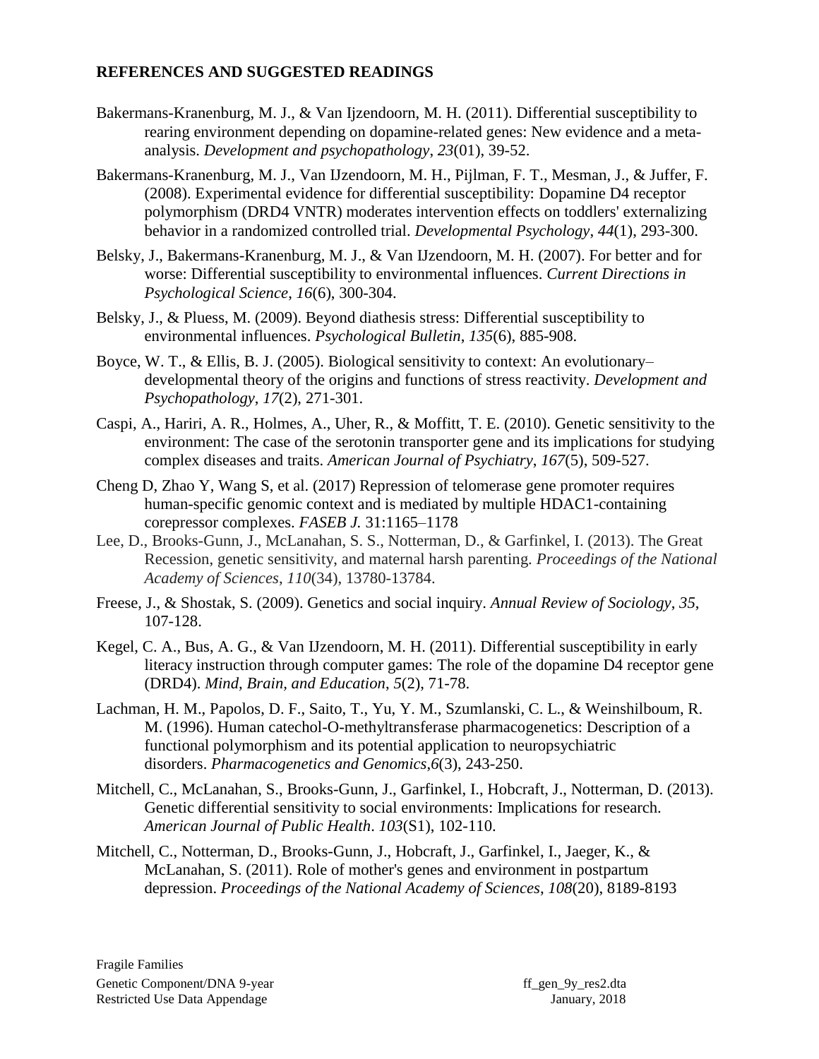## REFERENCES AND SUGGESTED READINGS

Bakermans-Kranenburg, M. J., & Van Ijzendoorn, M. H. (2011). Differential susceptibility to rearing environment depending on dopamine-related genes: New evidence and a meta-analysis. *Development and psychopathology*, *23*(01), 39-52.

Bakermans-Kranenburg, M. J., Van IJzendoorn, M. H., Pijlman, F. T., Mesman, J., & Juffer, F. (2008). Experimental evidence for differential susceptibility: Dopamine D4 receptor polymorphism (DRD4 VNTR) moderates intervention effects on toddlers' externalizing behavior in a randomized controlled trial. *Developmental Psychology*, *44*(1), 293-300.

Belsky, J., Bakermans-Kranenburg, M. J., & Van IJzendoorn, M. H. (2007). For better and for worse: Differential susceptibility to environmental influences. *Current Directions in Psychological Science*, *16*(6), 300-304.

Belsky, J., & Pluess, M. (2009). Beyond diathesis stress: Differential susceptibility to environmental influences. *Psychological Bulletin*, *135*(6), 885-908.

Boyce, W. T., & Ellis, B. J. (2005). Biological sensitivity to context: An evolutionary–developmental theory of the origins and functions of stress reactivity. *Development and Psychopathology*, *17*(2), 271-301.

Caspi, A., Hariri, A. R., Holmes, A., Uher, R., & Moffitt, T. E. (2010). Genetic sensitivity to the environment: The case of the serotonin transporter gene and its implications for studying complex diseases and traits. *American Journal of Psychiatry*, *167*(5), 509-527.

Cheng D, Zhao Y, Wang S, et al. (2017) Repression of telomerase gene promoter requires human-specific genomic context and is mediated by multiple HDAC1-containing corepressor complexes. *FASEB J.* 31:1165–1178

Lee, D., Brooks-Gunn, J., McLanahan, S. S., Notterman, D., & Garfinkel, I. (2013). The Great Recession, genetic sensitivity, and maternal harsh parenting. *Proceedings of the National Academy of Sciences*, *110*(34), 13780-13784.

Freese, J., & Shostak, S. (2009). Genetics and social inquiry. *Annual Review of Sociology*, *35*, 107-128.

Kegel, C. A., Bus, A. G., & Van IJzendoorn, M. H. (2011). Differential susceptibility in early literacy instruction through computer games: The role of the dopamine D4 receptor gene (DRD4). *Mind, Brain, and Education*, *5*(2), 71-78.

Lachman, H. M., Papolos, D. F., Saito, T., Yu, Y. M., Szumlanski, C. L., & Weinshilboum, R. M. (1996). Human catechol-O-methyltransferase pharmacogenetics: Description of a functional polymorphism and its potential application to neuropsychiatric disorders. *Pharmacogenetics and Genomics*,*6*(3), 243-250.

Mitchell, C., McLanahan, S., Brooks-Gunn, J., Garfinkel, I., Hobcraft, J., Notterman, D. (2013). Genetic differential sensitivity to social environments: Implications for research. *American Journal of Public Health*. *103*(S1), 102-110.

Mitchell, C., Notterman, D., Brooks-Gunn, J., Hobcraft, J., Garfinkel, I., Jaeger, K., & McLanahan, S. (2011). Role of mother's genes and environment in postpartum depression. *Proceedings of the National Academy of Sciences*, *108*(20), 8189-8193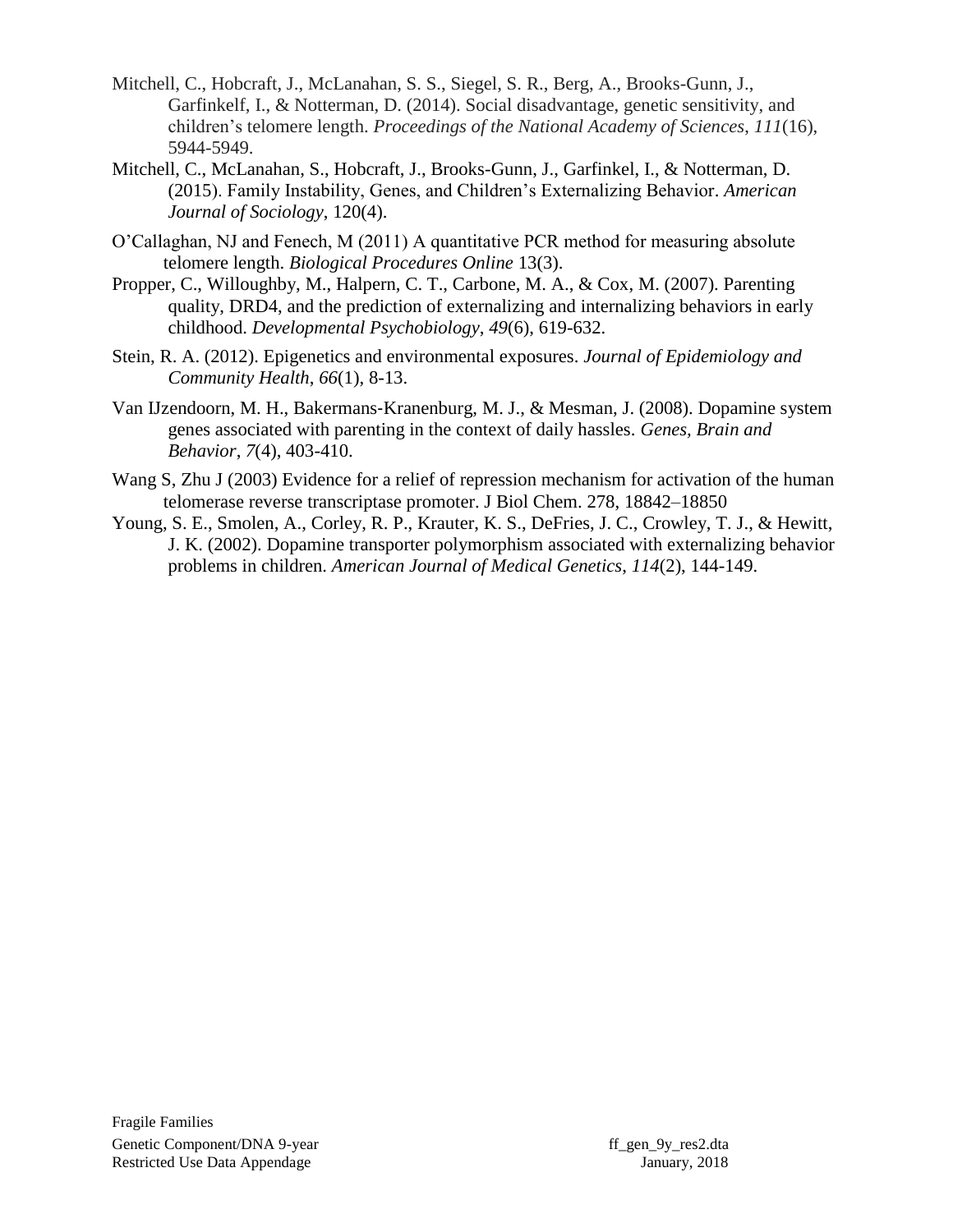Mitchell, C., Hobcraft, J., McLanahan, S. S., Siegel, S. R., Berg, A., Brooks-Gunn, J., Garfinkelf, I., & Notterman, D. (2014). Social disadvantage, genetic sensitivity, and children's telomere length. *Proceedings of the National Academy of Sciences*, *111*(16), 5944-5949.

Mitchell, C., McLanahan, S., Hobcraft, J., Brooks-Gunn, J., Garfinkel, I., & Notterman, D. (2015). Family Instability, Genes, and Children's Externalizing Behavior. *American Journal of Sociology*, 120(4).

O'Callaghan, NJ and Fenech, M (2011) A quantitative PCR method for measuring absolute telomere length. *Biological Procedures Online* 13(3).

Propper, C., Willoughby, M., Halpern, C. T., Carbone, M. A., & Cox, M. (2007). Parenting quality, DRD4, and the prediction of externalizing and internalizing behaviors in early childhood. *Developmental Psychobiology*, *49*(6), 619-632.

Stein, R. A. (2012). Epigenetics and environmental exposures. *Journal of Epidemiology and Community Health*, *66*(1), 8-13.

Van IJzendoorn, M. H., Bakermans-Kranenburg, M. J., & Mesman, J. (2008). Dopamine system genes associated with parenting in the context of daily hassles. *Genes, Brain and Behavior*, *7*(4), 403-410.

Wang S, Zhu J (2003) Evidence for a relief of repression mechanism for activation of the human telomerase reverse transcriptase promoter. J Biol Chem. 278, 18842–18850

Young, S. E., Smolen, A., Corley, R. P., Krauter, K. S., DeFries, J. C., Crowley, T. J., & Hewitt, J. K. (2002). Dopamine transporter polymorphism associated with externalizing behavior problems in children. *American Journal of Medical Genetics*, *114*(2), 144-149.